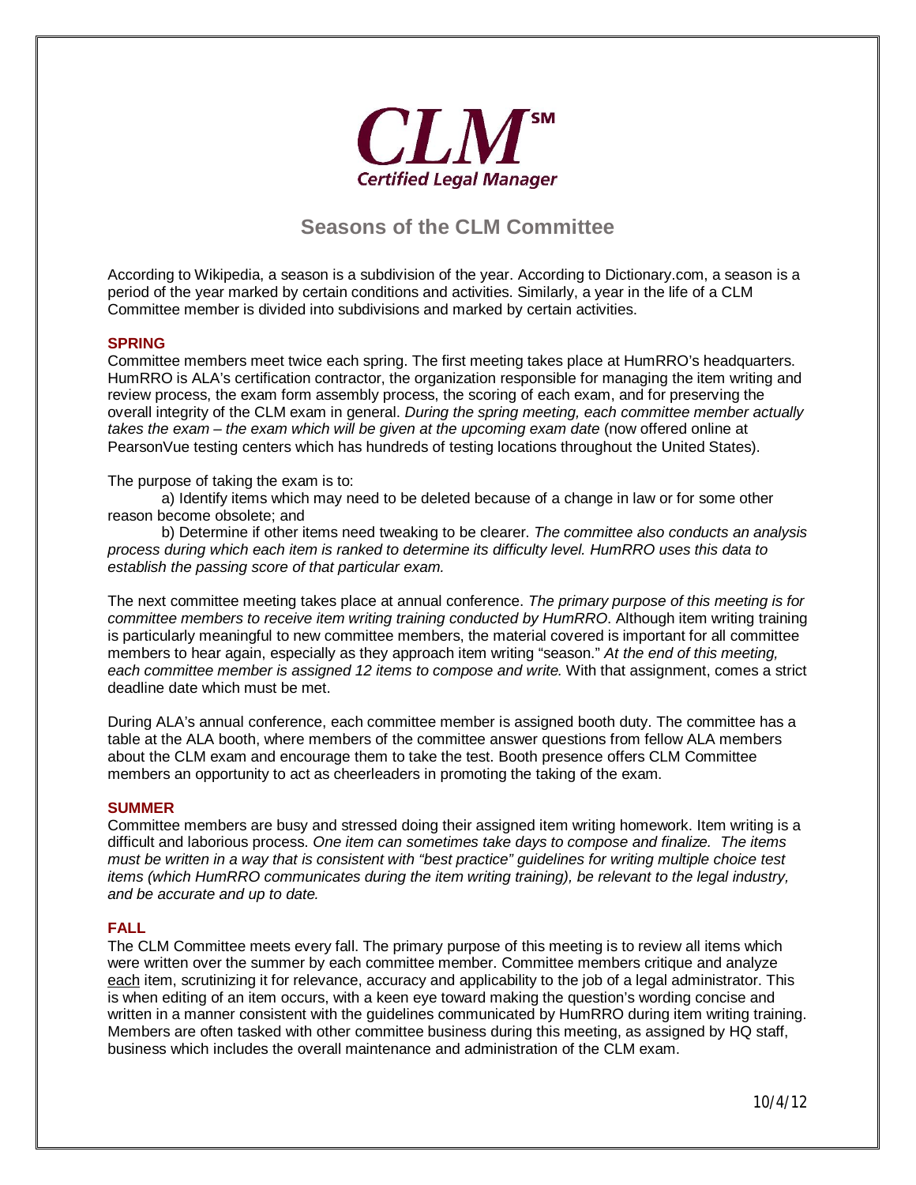# CLM℠

**Certified Legal Manager**

## Seasons of the CLM Committee

According to Wikipedia, a season is a subdivision of the year. According to Dictionary.com, a season is a period of the year marked by certain conditions and activities. Similarly, a year in the life of a CLM Committee member is divided into subdivisions and marked by certain activities.

### SPRING

Committee members meet twice each spring. The first meeting takes place at HumRRO's headquarters. HumRRO is ALA's certification contractor, the organization responsible for managing the item writing and review process, the exam form assembly process, the scoring of each exam, and for preserving the overall integrity of the CLM exam in general. *During the spring meeting, each committee member actually takes the exam – the exam which will be given at the upcoming exam date* (now offered online at PearsonVue testing centers which has hundreds of testing locations throughout the United States).

The purpose of taking the exam is to:

a) Identify items which may need to be deleted because of a change in law or for some other reason become obsolete; and

b) Determine if other items need tweaking to be clearer. *The committee also conducts an analysis process during which each item is ranked to determine its difficulty level. HumRRO uses this data to establish the passing score of that particular exam.*

The next committee meeting takes place at annual conference. *The primary purpose of this meeting is for committee members to receive item writing training conducted by HumRRO*. Although item writing training is particularly meaningful to new committee members, the material covered is important for all committee members to hear again, especially as they approach item writing "season." *At the end of this meeting, each committee member is assigned 12 items to compose and write.* With that assignment, comes a strict deadline date which must be met.

During ALA's annual conference, each committee member is assigned booth duty. The committee has a table at the ALA booth, where members of the committee answer questions from fellow ALA members about the CLM exam and encourage them to take the test. Booth presence offers CLM Committee members an opportunity to act as cheerleaders in promoting the taking of the exam.

### SUMMER

Committee members are busy and stressed doing their assigned item writing homework. Item writing is a difficult and laborious process. *One item can sometimes take days to compose and finalize. The items must be written in a way that is consistent with "best practice" guidelines for writing multiple choice test items (which HumRRO communicates during the item writing training), be relevant to the legal industry, and be accurate and up to date.*

### FALL

The CLM Committee meets every fall. The primary purpose of this meeting is to review all items which were written over the summer by each committee member. Committee members critique and analyze <u>each</u> item, scrutinizing it for relevance, accuracy and applicability to the job of a legal administrator. This is when editing of an item occurs, with a keen eye toward making the question's wording concise and written in a manner consistent with the guidelines communicated by HumRRO during item writing training. Members are often tasked with other committee business during this meeting, as assigned by HQ staff, business which includes the overall maintenance and administration of the CLM exam.

10/4/12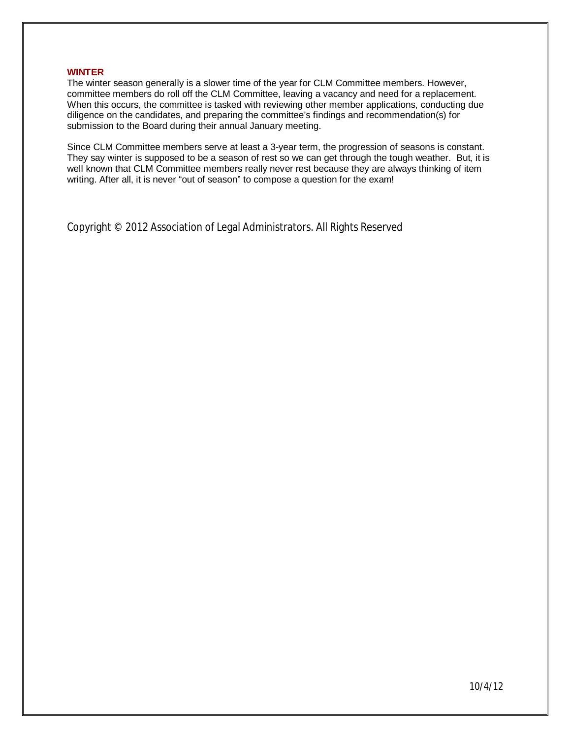## WINTER

The winter season generally is a slower time of the year for CLM Committee members. However, committee members do roll off the CLM Committee, leaving a vacancy and need for a replacement. When this occurs, the committee is tasked with reviewing other member applications, conducting due diligence on the candidates, and preparing the committee's findings and recommendation(s) for submission to the Board during their annual January meeting.

Since CLM Committee members serve at least a 3-year term, the progression of seasons is constant. They say winter is supposed to be a season of rest so we can get through the tough weather. But, it is well known that CLM Committee members really never rest because they are always thinking of item writing. After all, it is never "out of season" to compose a question for the exam!

Copyright © 2012 Association of Legal Administrators. All Rights Reserved

10/4/12